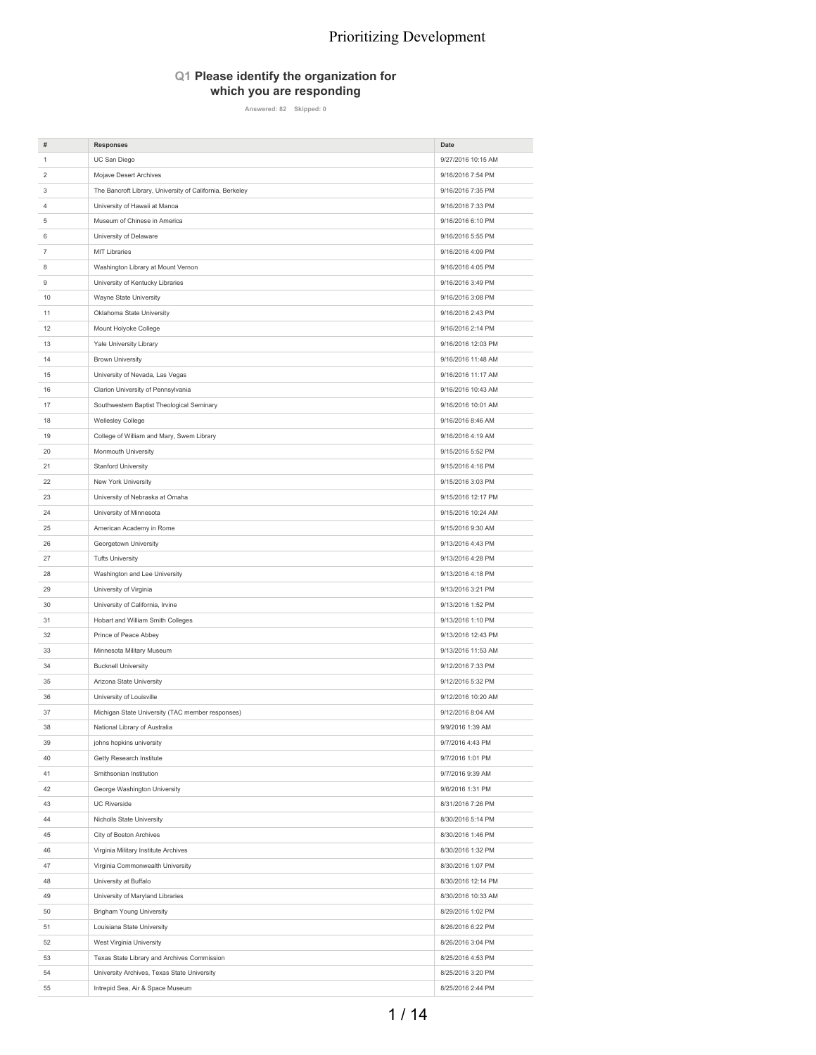# Prioritizing Development

## Q1 Please identify the organization for which you are responding

Answered: 82 Skipped: 0

| # | Responses | Date |
|---|---|---|
| 1 | UC San Diego | 9/27/2016 10:15 AM |
| 2 | Mojave Desert Archives | 9/16/2016 7:54 PM |
| 3 | The Bancroft Library, University of California, Berkeley | 9/16/2016 7:35 PM |
| 4 | University of Hawaii at Manoa | 9/16/2016 7:33 PM |
| 5 | Museum of Chinese in America | 9/16/2016 6:10 PM |
| 6 | University of Delaware | 9/16/2016 5:55 PM |
| 7 | MIT Libraries | 9/16/2016 4:09 PM |
| 8 | Washington Library at Mount Vernon | 9/16/2016 4:05 PM |
| 9 | University of Kentucky Libraries | 9/16/2016 3:49 PM |
| 10 | Wayne State University | 9/16/2016 3:08 PM |
| 11 | Oklahoma State University | 9/16/2016 2:43 PM |
| 12 | Mount Holyoke College | 9/16/2016 2:14 PM |
| 13 | Yale University Library | 9/16/2016 12:03 PM |
| 14 | Brown University | 9/16/2016 11:48 AM |
| 15 | University of Nevada, Las Vegas | 9/16/2016 11:17 AM |
| 16 | Clarion University of Pennsylvania | 9/16/2016 10:43 AM |
| 17 | Southwestern Baptist Theological Seminary | 9/16/2016 10:01 AM |
| 18 | Wellesley College | 9/16/2016 8:46 AM |
| 19 | College of William and Mary, Swem Library | 9/16/2016 4:19 AM |
| 20 | Monmouth University | 9/15/2016 5:52 PM |
| 21 | Stanford University | 9/15/2016 4:16 PM |
| 22 | New York University | 9/15/2016 3:03 PM |
| 23 | University of Nebraska at Omaha | 9/15/2016 12:17 PM |
| 24 | University of Minnesota | 9/15/2016 10:24 AM |
| 25 | American Academy in Rome | 9/15/2016 9:30 AM |
| 26 | Georgetown University | 9/13/2016 4:43 PM |
| 27 | Tufts University | 9/13/2016 4:28 PM |
| 28 | Washington and Lee University | 9/13/2016 4:18 PM |
| 29 | University of Virginia | 9/13/2016 3:21 PM |
| 30 | University of California, Irvine | 9/13/2016 1:52 PM |
| 31 | Hobart and William Smith Colleges | 9/13/2016 1:10 PM |
| 32 | Prince of Peace Abbey | 9/13/2016 12:43 PM |
| 33 | Minnesota Military Museum | 9/13/2016 11:53 AM |
| 34 | Bucknell University | 9/12/2016 7:33 PM |
| 35 | Arizona State University | 9/12/2016 5:32 PM |
| 36 | University of Louisville | 9/12/2016 10:20 AM |
| 37 | Michigan State University (TAC member responses) | 9/12/2016 8:04 AM |
| 38 | National Library of Australia | 9/9/2016 1:39 AM |
| 39 | johns hopkins university | 9/7/2016 4:43 PM |
| 40 | Getty Research Institute | 9/7/2016 1:01 PM |
| 41 | Smithsonian Institution | 9/7/2016 9:39 AM |
| 42 | George Washington University | 9/6/2016 1:31 PM |
| 43 | UC Riverside | 8/31/2016 7:26 PM |
| 44 | Nicholls State University | 8/30/2016 5:14 PM |
| 45 | City of Boston Archives | 8/30/2016 1:46 PM |
| 46 | Virginia Military Institute Archives | 8/30/2016 1:32 PM |
| 47 | Virginia Commonwealth University | 8/30/2016 1:07 PM |
| 48 | University at Buffalo | 8/30/2016 12:14 PM |
| 49 | University of Maryland Libraries | 8/30/2016 10:33 AM |
| 50 | Brigham Young University | 8/29/2016 1:02 PM |
| 51 | Louisiana State University | 8/26/2016 6:22 PM |
| 52 | West Virginia University | 8/26/2016 3:04 PM |
| 53 | Texas State Library and Archives Commission | 8/25/2016 4:53 PM |
| 54 | University Archives, Texas State University | 8/25/2016 3:20 PM |
| 55 | Intrepid Sea, Air & Space Museum | 8/25/2016 2:44 PM |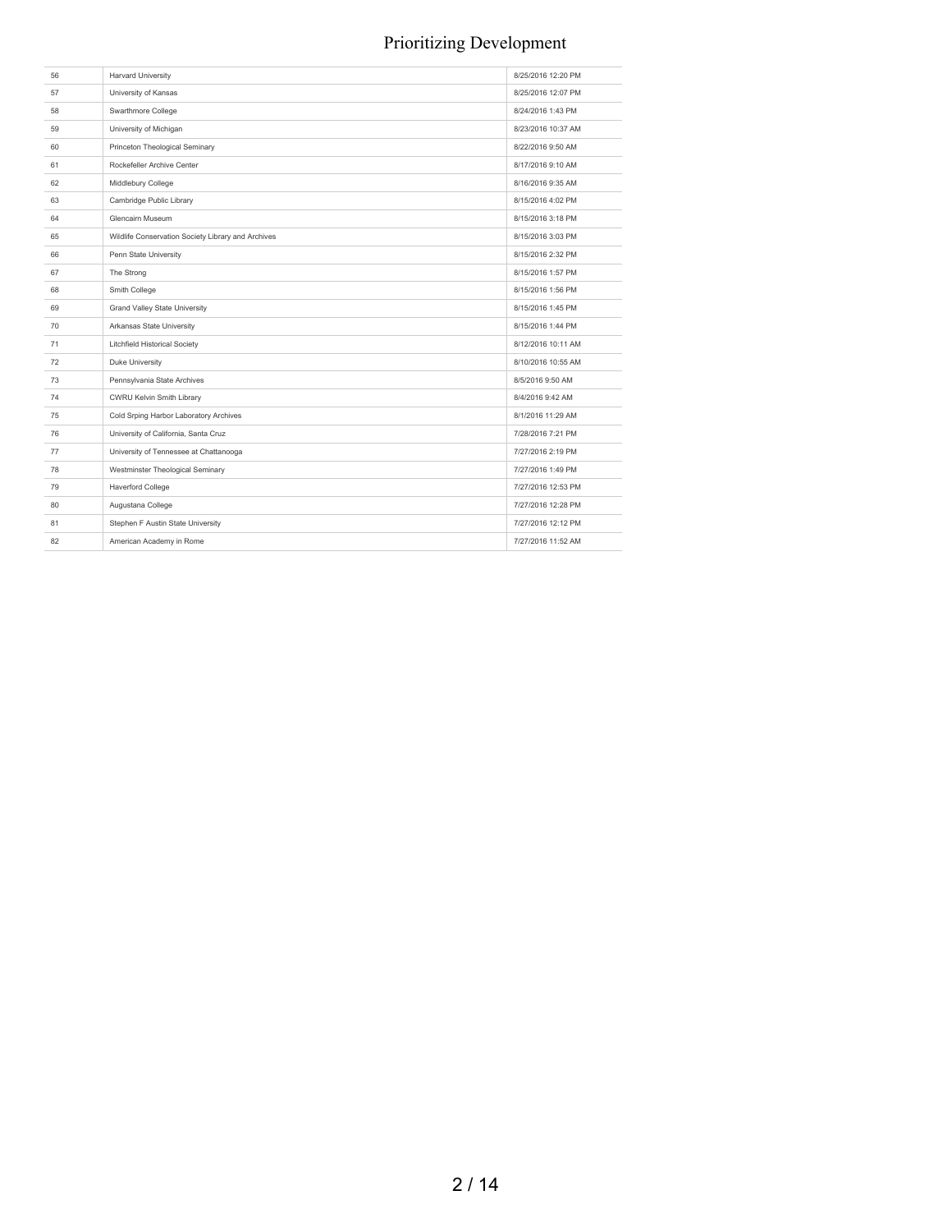| | | |
|---|---|---|
| 56 | Harvard University | 8/25/2016 12:20 PM |
| 57 | University of Kansas | 8/25/2016 12:07 PM |
| 58 | Swarthmore College | 8/24/2016 1:43 PM |
| 59 | University of Michigan | 8/23/2016 10:37 AM |
| 60 | Princeton Theological Seminary | 8/22/2016 9:50 AM |
| 61 | Rockefeller Archive Center | 8/17/2016 9:10 AM |
| 62 | Middlebury College | 8/16/2016 9:35 AM |
| 63 | Cambridge Public Library | 8/15/2016 4:02 PM |
| 64 | Glencairn Museum | 8/15/2016 3:18 PM |
| 65 | Wildlife Conservation Society Library and Archives | 8/15/2016 3:03 PM |
| 66 | Penn State University | 8/15/2016 2:32 PM |
| 67 | The Strong | 8/15/2016 1:57 PM |
| 68 | Smith College | 8/15/2016 1:56 PM |
| 69 | Grand Valley State University | 8/15/2016 1:45 PM |
| 70 | Arkansas State University | 8/15/2016 1:44 PM |
| 71 | Litchfield Historical Society | 8/12/2016 10:11 AM |
| 72 | Duke University | 8/10/2016 10:55 AM |
| 73 | Pennsylvania State Archives | 8/5/2016 9:50 AM |
| 74 | CWRU Kelvin Smith Library | 8/4/2016 9:42 AM |
| 75 | Cold Srping Harbor Laboratory Archives | 8/1/2016 11:29 AM |
| 76 | University of California, Santa Cruz | 7/28/2016 7:21 PM |
| 77 | University of Tennessee at Chattanooga | 7/27/2016 2:19 PM |
| 78 | Westminster Theological Seminary | 7/27/2016 1:49 PM |
| 79 | Haverford College | 7/27/2016 12:53 PM |
| 80 | Augustana College | 7/27/2016 12:28 PM |
| 81 | Stephen F Austin State University | 7/27/2016 12:12 PM |
| 82 | American Academy in Rome | 7/27/2016 11:52 AM |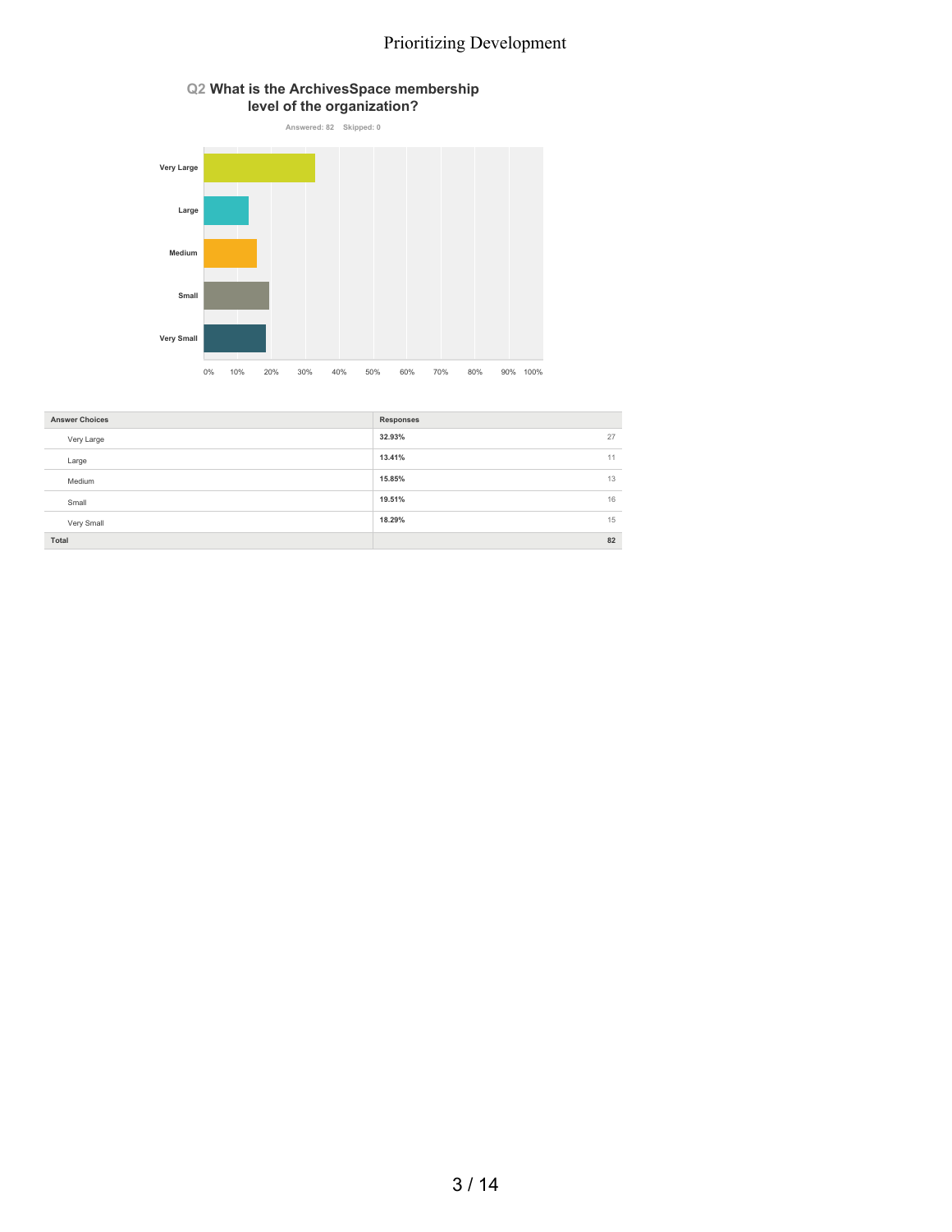## Q2 What is the ArchivesSpace membership level of the organization?

Answered: 82 Skipped: 0

| Answer Choices | Responses | |
|---|---|---|
| Very Large | 32.93% | 27 |
| Large | 13.41% | 11 |
| Medium | 15.85% | 13 |
| Small | 19.51% | 16 |
| Very Small | 18.29% | 15 |
| Total | | 82 |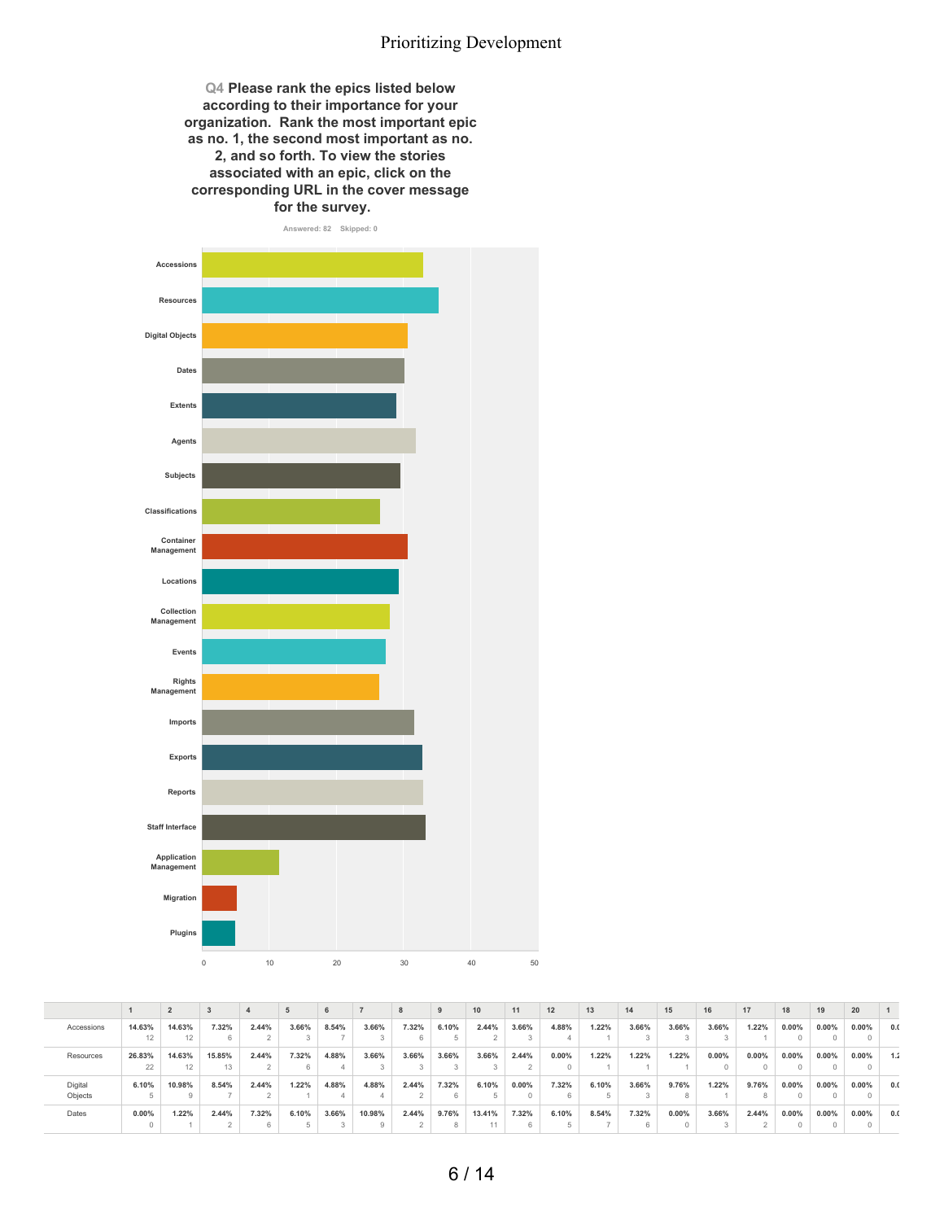**Q4 Please rank the epics listed below according to their importance for your organization. Rank the most important epic as no. 1, the second most important as no. 2, and so forth. To view the stories associated with an epic, click on the corresponding URL in the cover message for the survey.**

Answered: 82 Skipped: 0

| | 1 | 2 | 3 | 4 | 5 | 6 | 7 | 8 | 9 | 10 | 11 | 12 | 13 | 14 | 15 | 16 | 17 | 18 | 19 | 20 | 1 |
|---|---|---|---|---|---|---|---|---|---|---|---|---|---|---|---|---|---|---|---|---|---|
| Accessions | 14.63% 12 | 14.63% 12 | 7.32% 6 | 2.44% 2 | 3.66% 3 | 8.54% 7 | 3.66% 3 | 7.32% 6 | 6.10% 5 | 2.44% 2 | 3.66% 3 | 4.88% 4 | 1.22% 1 | 3.66% 3 | 3.66% 3 | 3.66% 3 | 1.22% 1 | 0.00% 0 | 0.00% 0 | 0.00% 0 | 0.( |
| Resources | 26.83% 22 | 14.63% 12 | 15.85% 13 | 2.44% 2 | 7.32% 6 | 4.88% 4 | 3.66% 3 | 3.66% 3 | 3.66% 3 | 3.66% 3 | 2.44% 2 | 0.00% 0 | 1.22% 1 | 1.22% 1 | 1.22% 1 | 0.00% 0 | 0.00% 0 | 0.00% 0 | 0.00% 0 | 0.00% 0 | 1.2 |
| Digital Objects | 6.10% 5 | 10.98% 9 | 8.54% 7 | 2.44% 2 | 1.22% 1 | 4.88% 4 | 4.88% 4 | 2.44% 2 | 7.32% 6 | 6.10% 5 | 0.00% 0 | 7.32% 6 | 6.10% 5 | 3.66% 3 | 9.76% 8 | 1.22% 1 | 9.76% 8 | 0.00% 0 | 0.00% 0 | 0.00% 0 | 0.( |
| Dates | 0.00% 0 | 1.22% 1 | 2.44% 2 | 7.32% 6 | 6.10% 5 | 3.66% 3 | 10.98% 9 | 2.44% 2 | 9.76% 8 | 13.41% 11 | 7.32% 6 | 6.10% 5 | 8.54% 7 | 7.32% 6 | 0.00% 0 | 3.66% 3 | 2.44% 2 | 0.00% 0 | 0.00% 0 | 0.00% 0 | 0.( |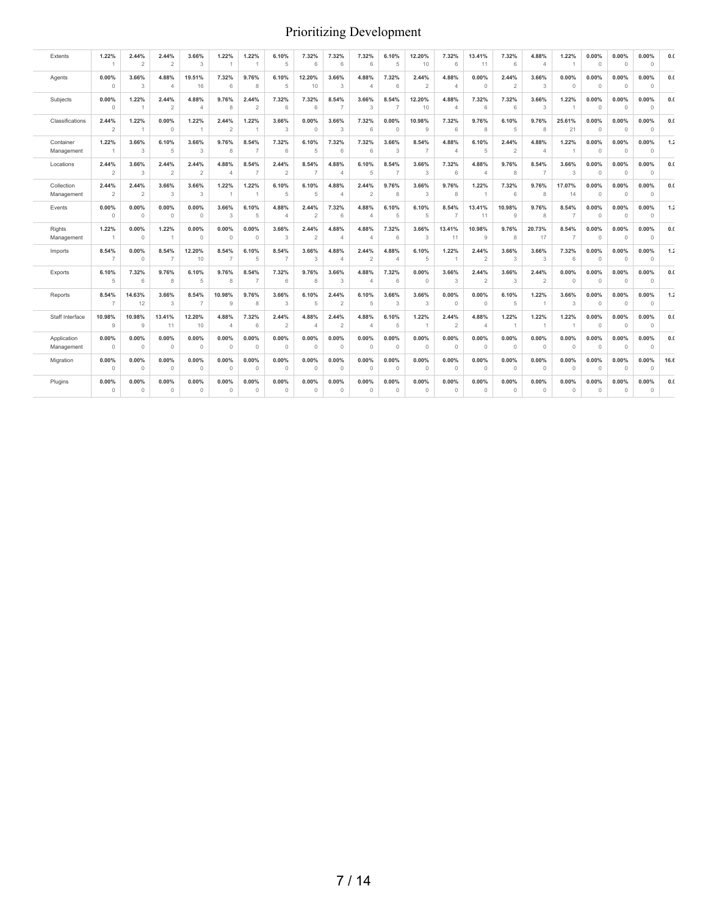| | | | | | | | | | | | | | | | | | | | | | |
|---|---|---|---|---|---|---|---|---|---|---|---|---|---|---|---|---|---|---|---|---|---|
| Extents | 1.22% 1 | 2.44% 2 | 2.44% 2 | 3.66% 3 | 1.22% 1 | 1.22% 1 | 6.10% 5 | 7.32% 6 | 7.32% 6 | 7.32% 6 | 6.10% 5 | 12.20% 10 | 7.32% 6 | 13.41% 11 | 7.32% 6 | 4.88% 4 | 1.22% 1 | 0.00% 0 | 0.00% 0 | 0.00% 0 | 0.0 |
| Agents | 0.00% 0 | 3.66% 3 | 4.88% 4 | 19.51% 16 | 7.32% 6 | 9.76% 8 | 6.10% 5 | 12.20% 10 | 3.66% 3 | 4.88% 4 | 7.32% 6 | 2.44% 2 | 4.88% 4 | 0.00% 0 | 2.44% 2 | 3.66% 3 | 0.00% 0 | 0.00% 0 | 0.00% 0 | 0.00% 0 | 0.0 |
| Subjects | 0.00% 0 | 1.22% 1 | 2.44% 2 | 4.88% 4 | 9.76% 8 | 2.44% 2 | 7.32% 6 | 7.32% 6 | 8.54% 7 | 3.66% 3 | 8.54% 7 | 12.20% 10 | 4.88% 4 | 7.32% 6 | 7.32% 6 | 3.66% 3 | 1.22% 1 | 0.00% 0 | 0.00% 0 | 0.00% 0 | 0.0 |
| Classifications | 2.44% 2 | 1.22% 1 | 0.00% 0 | 1.22% 1 | 2.44% 2 | 1.22% 1 | 3.66% 3 | 0.00% 0 | 3.66% 3 | 7.32% 6 | 0.00% 0 | 10.98% 9 | 7.32% 6 | 9.76% 8 | 6.10% 5 | 9.76% 8 | 25.61% 21 | 0.00% 0 | 0.00% 0 | 0.00% 0 | 0.0 |
| Container Management | 1.22% 1 | 3.66% 3 | 6.10% 5 | 3.66% 3 | 9.76% 8 | 8.54% 7 | 7.32% 6 | 6.10% 5 | 7.32% 6 | 7.32% 6 | 3.66% 3 | 8.54% 7 | 4.88% 4 | 6.10% 5 | 2.44% 2 | 4.88% 4 | 1.22% 1 | 0.00% 0 | 0.00% 0 | 0.00% 0 | 1.2 |
| Locations | 2.44% 2 | 3.66% 3 | 2.44% 2 | 2.44% 2 | 4.88% 4 | 8.54% 7 | 2.44% 2 | 8.54% 7 | 4.88% 4 | 6.10% 5 | 8.54% 7 | 3.66% 3 | 7.32% 6 | 4.88% 4 | 9.76% 8 | 8.54% 7 | 3.66% 3 | 0.00% 0 | 0.00% 0 | 0.00% 0 | 0.0 |
| Collection Management | 2.44% 2 | 2.44% 2 | 3.66% 3 | 3.66% 3 | 1.22% 1 | 1.22% 1 | 6.10% 5 | 6.10% 5 | 4.88% 4 | 2.44% 2 | 9.76% 8 | 3.66% 3 | 9.76% 8 | 1.22% 1 | 7.32% 6 | 9.76% 8 | 17.07% 14 | 0.00% 0 | 0.00% 0 | 0.00% 0 | 0.0 |
| Events | 0.00% 0 | 0.00% 0 | 0.00% 0 | 0.00% 0 | 3.66% 3 | 6.10% 5 | 4.88% 4 | 2.44% 2 | 7.32% 6 | 4.88% 4 | 6.10% 5 | 6.10% 5 | 8.54% 7 | 13.41% 11 | 10.98% 9 | 9.76% 8 | 8.54% 7 | 0.00% 0 | 0.00% 0 | 0.00% 0 | 1.2 |
| Rights Management | 1.22% 1 | 0.00% 0 | 1.22% 1 | 0.00% 0 | 0.00% 0 | 0.00% 0 | 3.66% 3 | 2.44% 2 | 4.88% 4 | 4.88% 4 | 7.32% 6 | 3.66% 3 | 13.41% 11 | 10.98% 9 | 9.76% 8 | 20.73% 17 | 8.54% 7 | 0.00% 0 | 0.00% 0 | 0.00% 0 | 0.0 |
| Imports | 8.54% 7 | 0.00% 0 | 8.54% 7 | 12.20% 10 | 8.54% 7 | 6.10% 5 | 8.54% 7 | 3.66% 3 | 4.88% 4 | 2.44% 2 | 4.88% 4 | 6.10% 5 | 1.22% 1 | 2.44% 2 | 3.66% 3 | 3.66% 3 | 7.32% 6 | 0.00% 0 | 0.00% 0 | 0.00% 0 | 1.2 |
| Exports | 6.10% 5 | 7.32% 6 | 9.76% 8 | 6.10% 5 | 9.76% 8 | 8.54% 7 | 7.32% 6 | 9.76% 8 | 3.66% 3 | 4.88% 4 | 7.32% 6 | 0.00% 0 | 3.66% 3 | 2.44% 2 | 3.66% 3 | 2.44% 2 | 0.00% 0 | 0.00% 0 | 0.00% 0 | 0.00% 0 | 0.0 |
| Reports | 8.54% 7 | 14.63% 12 | 3.66% 3 | 8.54% 7 | 10.98% 9 | 9.76% 8 | 3.66% 3 | 6.10% 5 | 2.44% 2 | 6.10% 5 | 3.66% 3 | 3.66% 3 | 0.00% 0 | 0.00% 0 | 6.10% 5 | 1.22% 1 | 3.66% 3 | 0.00% 0 | 0.00% 0 | 0.00% 0 | 1.2 |
| Staff Interface | 10.98% 9 | 10.98% 9 | 13.41% 11 | 12.20% 10 | 4.88% 4 | 7.32% 6 | 2.44% 2 | 4.88% 4 | 2.44% 2 | 4.88% 4 | 6.10% 5 | 1.22% 1 | 2.44% 2 | 4.88% 4 | 1.22% 1 | 1.22% 1 | 1.22% 1 | 0.00% 0 | 0.00% 0 | 0.00% 0 | 0.0 |
| Application Management | 0.00% 0 | 0.00% 0 | 0.00% 0 | 0.00% 0 | 0.00% 0 | 0.00% 0 | 0.00% 0 | 0.00% 0 | 0.00% 0 | 0.00% 0 | 0.00% 0 | 0.00% 0 | 0.00% 0 | 0.00% 0 | 0.00% 0 | 0.00% 0 | 0.00% 0 | 0.00% 0 | 0.00% 0 | 0.00% 0 | 0.0 |
| Migration | 0.00% 0 | 0.00% 0 | 0.00% 0 | 0.00% 0 | 0.00% 0 | 0.00% 0 | 0.00% 0 | 0.00% 0 | 0.00% 0 | 0.00% 0 | 0.00% 0 | 0.00% 0 | 0.00% 0 | 0.00% 0 | 0.00% 0 | 0.00% 0 | 0.00% 0 | 0.00% 0 | 0.00% 0 | 0.00% 0 | 16.6 |
| Plugins | 0.00% 0 | 0.00% 0 | 0.00% 0 | 0.00% 0 | 0.00% 0 | 0.00% 0 | 0.00% 0 | 0.00% 0 | 0.00% 0 | 0.00% 0 | 0.00% 0 | 0.00% 0 | 0.00% 0 | 0.00% 0 | 0.00% 0 | 0.00% 0 | 0.00% 0 | 0.00% 0 | 0.00% 0 | 0.00% 0 | 0.0 |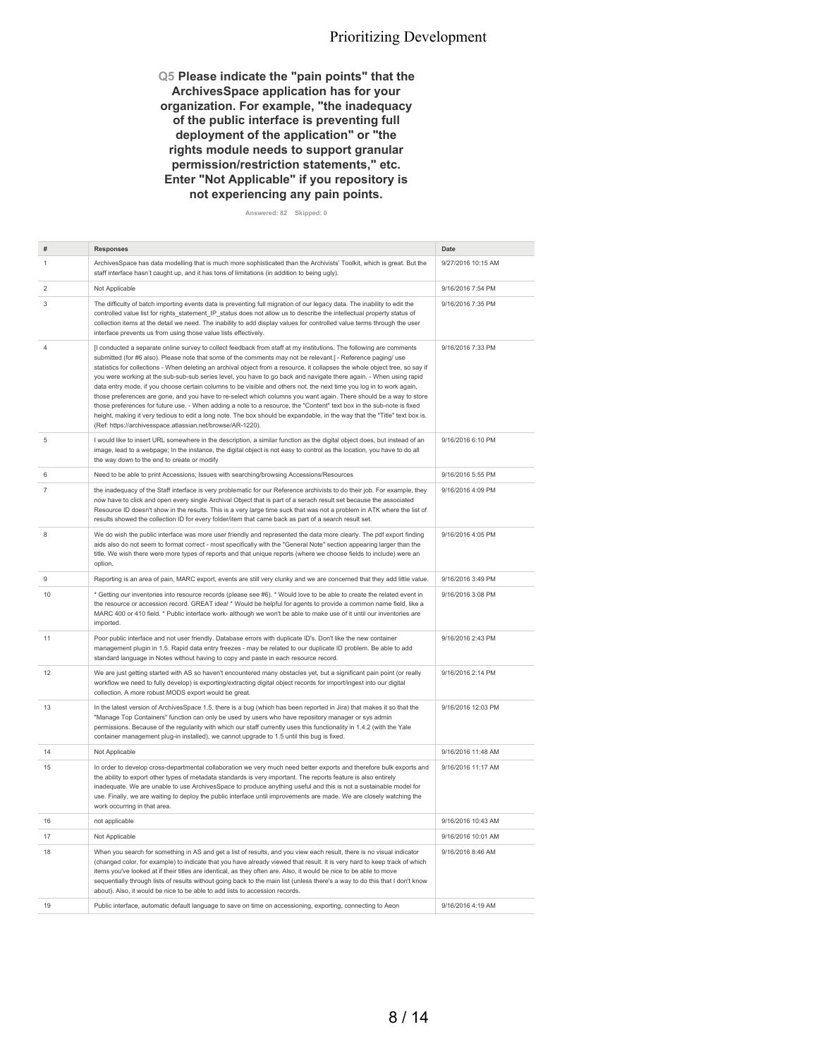**Q5 Please indicate the "pain points" that the ArchivesSpace application has for your organization. For example, "the inadequacy of the public interface is preventing full deployment of the application" or "the rights module needs to support granular permission/restriction statements," etc. Enter "Not Applicable" if you repository is not experiencing any pain points.**

Answered: 82 Skipped: 0

| # | Responses | Date |
|---|---|---|
| 1 | ArchivesSpace has data modelling that is much more sophisticated than the Archivists' Toolkit, which is great. But the staff interface hasn't caught up, and it has tons of limitations (in addition to being ugly). | 9/27/2016 10:15 AM |
| 2 | Not Applicable | 9/16/2016 7:54 PM |
| 3 | The difficulty of batch importing events data is preventing full migration of our legacy data. The inability to edit the controlled value list for rights_statement_IP_status does not allow us to describe the intellectual property status of collection items at the detail we need. The inability to add display values for controlled value terms through the user interface prevents us from using those value lists effectively. | 9/16/2016 7:35 PM |
| 4 | [I conducted a separate online survey to collect feedback from staff at my institutions. The following are comments submitted (for #6 also). Please note that some of the comments may not be relevant.] - Reference paging/ use statistics for collections - When deleting an archival object from a resource, it collapses the whole object tree, so say if you were working at the sub-sub-sub series level, you have to go back and navigate there again. - When using rapid data entry mode, if you choose certain columns to be visible and others not, the next time you log in to work again, those preferences are gone, and you have to re-select which columns you want again. There should be a way to store those preferences for future use. - When adding a note to a resource, the "Content" text box in the sub-note is fixed height, making it very tedious to edit a long note. The box should be expandable, in the way that the "Title" text box is. (Ref: https://archivesspace.atlassian.net/browse/AR-1220). | 9/16/2016 7:33 PM |
| 5 | I would like to insert URL somewhere in the description, a similar function as the digital object does, but instead of an image, lead to a webpage; In the instance, the digital object is not easy to control as the location, you have to do all the way down to the end to create or modify | 9/16/2016 6:10 PM |
| 6 | Need to be able to print Accessions; Issues with searching/browsing Accessions/Resources | 9/16/2016 5:55 PM |
| 7 | the inadequacy of the Staff interface is very problematic for our Reference archivists to do their job. For example, they now have to click and open every single Archival Object that is part of a serach result set because the associated Resource ID doesn't show in the results. This is a very large time suck that was not a problem in ATK where the list of results showed the collection ID for every folder/item that came back as part of a search result set. | 9/16/2016 4:09 PM |
| 8 | We do wish the public interface was more user friendly and represented the data more clearly. The pdf export finding aids also do not seem to format correct - most specifically with the "General Note" section appearing larger than the title. We wish there were more types of reports and that unique reports (where we choose fields to include) were an option. | 9/16/2016 4:05 PM |
| 9 | Reporting is an area of pain, MARC export, events are still very clunky and we are concerned that they add little value. | 9/16/2016 3:49 PM |
| 10 | * Getting our inventories into resource records (please see #6). * Would love to be able to create the related event in the resource or accession record. GREAT idea! * Would be helpful for agents to provide a common name field, like a MARC 400 or 410 field. * Public interface work- although we won't be able to make use of it until our inventories are imported. | 9/16/2016 3:08 PM |
| 11 | Poor public interface and not user friendly. Database errors with duplicate ID's. Don't like the new container management plugin in 1.5. Rapid data entry freezes - may be related to our duplicate ID problem. Be able to add standard language in Notes without having to copy and paste in each resource record. | 9/16/2016 2:43 PM |
| 12 | We are just getting started with AS so haven't encountered many obstacles yet, but a significant pain point (or really workflow we need to fully develop) is exporting/extracting digital object records for import/ingest into our digital collection. A more robust MODS export would be great. | 9/16/2016 2:14 PM |
| 13 | In the latest version of ArchivesSpace 1.5, there is a bug (which has been reported in Jira) that makes it so that the "Manage Top Containers" function can only be used by users who have repository manager or sys admin permissions. Because of the regularity with which our staff currently uses this functionality in 1.4.2 (with the Yale container management plug-in installed), we cannot upgrade to 1.5 until this bug is fixed. | 9/16/2016 12:03 PM |
| 14 | Not Applicable | 9/16/2016 11:48 AM |
| 15 | In order to develop cross-departmental collaboration we very much need better exports and therefore bulk exports and the ability to export other types of metadata standards is very important. The reports feature is also entirely inadequate. We are unable to use ArchivesSpace to produce anything useful and this is not a sustainable model for use. Finally, we are waiting to deploy the public interface until improvements are made. We are closely watching the work occurring in that area. | 9/16/2016 11:17 AM |
| 16 | not applicable | 9/16/2016 10:43 AM |
| 17 | Not Applicable | 9/16/2016 10:01 AM |
| 18 | When you search for something in AS and get a list of results, and you view each result, there is no visual indicator (changed color, for example) to indicate that you have already viewed that result. It is very hard to keep track of which items you've looked at if their titles are identical, as they often are. Also, it would be nice to be able to move sequentially through lists of results without going back to the main list (unless there's a way to do this that I don't know about). Also, it would be nice to be able to add lists to accession records. | 9/16/2016 8:46 AM |
| 19 | Public interface, automatic default language to save on time on accessioning, exporting, connecting to Aeon | 9/16/2016 4:19 AM |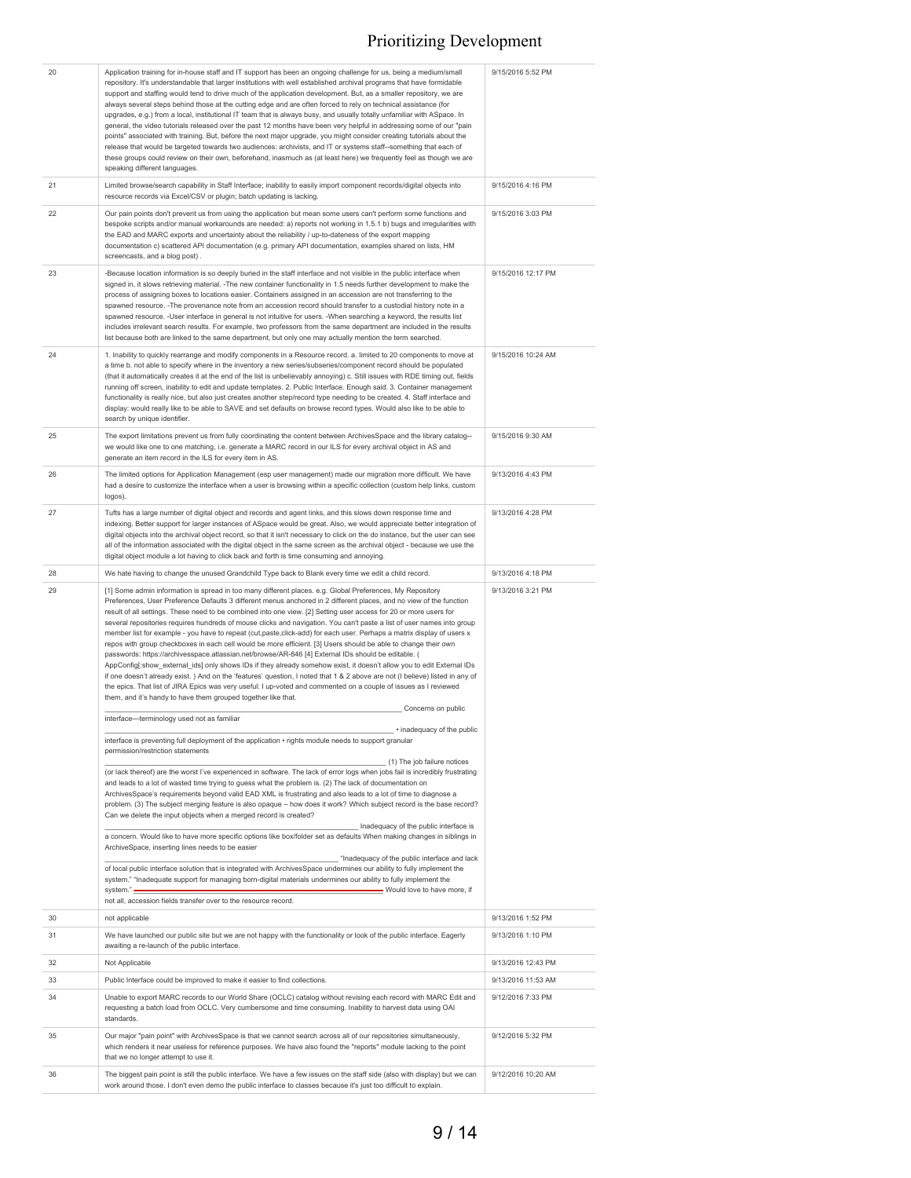# Prioritizing Development

| | | |
|---|---|---|
| 20 | Application training for in-house staff and IT support has been an ongoing challenge for us, being a medium/small repository. It's understandable that larger institutions with well established archival programs that have formidable support and staffing would tend to drive much of the application development. But, as a smaller repository, we are always several steps behind those at the cutting edge and are often forced to rely on technical assistance (for upgrades, e.g.) from a local, institutional IT team that is always busy, and usually totally unfamiliar with ASpace. In general, the video tutorials released over the past 12 months have been very helpful in addressing some of our "pain points" associated with training. But, before the next major upgrade, you might consider creating tutorials about the release that would be targeted towards two audiences: archivists, and IT or systems staff--something that each of these groups could review on their own, beforehand, inasmuch as (at least here) we frequently feel as though we are speaking different languages. | 9/15/2016 5:52 PM |
| 21 | Limited browse/search capability in Staff Interface; inability to easily import component records/digital objects into resource records via Excel/CSV or plugin; batch updating is lacking. | 9/15/2016 4:16 PM |
| 22 | Our pain points don't prevent us from using the application but mean some users can't perform some functions and bespoke scripts and/or manual workarounds are needed: a) reports not working in 1.5.1 b) bugs and irregularities with the EAD and MARC exports and uncertainty about the reliability / up-to-dateness of the export mapping documentation c) scattered API documentation (e.g. primary API documentation, examples shared on lists, HM screencasts, and a blog post) . | 9/15/2016 3:03 PM |
| 23 | -Because location information is so deeply buried in the staff interface and not visible in the public interface when signed in, it slows retrieving material. -The new container functionality in 1.5 needs further development to make the process of assigning boxes to locations easier. Containers assigned in an accession are not transferring to the spawned resource. -The provenance note from an accession record should transfer to a custodial history note in a spawned resource. -User interface in general is not intuitive for users. -When searching a keyword, the results list includes irrelevant search results. For example, two professors from the same department are included in the results list because both are linked to the same department, but only one may actually mention the term searched. | 9/15/2016 12:17 PM |
| 24 | 1. Inability to quickly rearrange and modify components in a Resource record. a. limited to 20 components to move at a time b. not able to specify where in the inventory a new series/subseries/component record should be populated (that it automatically creates it at the end of the list is unbelievably annoying) c. Still issues with RDE timing out, fields running off screen, inability to edit and update templates. 2. Public Interface. Enough said. 3. Container management functionality is really nice, but also just creates another step/record type needing to be created. 4. Staff interface and display: would really like to be able to SAVE and set defaults on browse record types. Would also like to be able to search by unique identifier. | 9/15/2016 10:24 AM |
| 25 | The export limitations prevent us from fully coordinating the content between ArchivesSpace and the library catalog--we would like one to one matching, i.e. generate a MARC record in our ILS for every archival object in AS and generate an item record in the ILS for every item in AS. | 9/15/2016 9:30 AM |
| 26 | The limited options for Application Management (esp user management) made our migration more difficult. We have had a desire to customize the interface when a user is browsing within a specific collection (custom help links, custom logos). | 9/13/2016 4:43 PM |
| 27 | Tufts has a large number of digital object and records and agent links, and this slows down response time and indexing. Better support for larger instances of ASpace would be great. Also, we would appreciate better integration of digital objects into the archival object record, so that it isn't necessary to click on the do instance, but the user can see all of the information associated with the digital object in the same screen as the archival object - because we use the digital object module a lot having to click back and forth is time consuming and annoying. | 9/13/2016 4:28 PM |
| 28 | We hate having to change the unused Grandchild Type back to Blank every time we edit a child record. | 9/13/2016 4:18 PM |
| 29 | [1] Some admin information is spread in too many different places. e.g. Global Preferences, My Repository Preferences, User Preference Defaults 3 different menus anchored in 2 different places, and no view of the function result of all settings. These need to be combined into one view. [2] Setting user access for 20 or more users for several repositories requires hundreds of mouse clicks and navigation. You can't paste a list of user names into group member list for example - you have to repeat (cut,paste,click-add) for each user. Perhaps a matrix display of users x repos with group checkboxes in each cell would be more efficient. [3] Users should be able to change their own passwords: https://archivesspace.atlassian.net/browse/AR-846 [4] External IDs should be editable. ( AppConfig[:show_external_ids] only shows IDs if they already somehow exist, it doesn't allow you to edit External IDs if one doesn't already exist. ) And on the 'features' question, I noted that 1 & 2 above are not (I believe) listed in any of the epics. That list of JIRA Epics was very useful: I up-voted and commented on a couple of issues as I reviewed them, and it's handy to have them grouped together like that. ________________________________________________ Concerns on public interface—terminology used not as familiar ________________________________________________ • inadequacy of the public interface is preventing full deployment of the application • rights module needs to support granular permission/restriction statements ________________________________________________ (1) The job failure notices (or lack thereof) are the worst I've experienced in software. The lack of error logs when jobs fail is incredibly frustrating and leads to a lot of wasted time trying to guess what the problem is. (2) The lack of documentation on ArchivesSpace's requirements beyond valid EAD XML is frustrating and also leads to a lot of time to diagnose a problem. (3) The subject merging feature is also opaque – how does it work? Which subject record is the base record? Can we delete the input objects when a merged record is created? ________________________________________________ Inadequacy of the public interface is a concern. Would like to have more specific options like box/folder set as defaults When making changes in siblings in ArchiveSpace, inserting lines needs to be easier ________________________________________________ "Inadequacy of the public interface and lack of local public interface solution that is integrated with ArchivesSpace undermines our ability to fully implement the system." "Inadequate support for managing born-digital materials undermines our ability to fully implement the system." ________________________ Would love to have more, if not all, accession fields transfer over to the resource record. | 9/13/2016 3:21 PM |
| 30 | not applicable | 9/13/2016 1:52 PM |
| 31 | We have launched our public site but we are not happy with the functionality or look of the public interface. Eagerly awaiting a re-launch of the public interface. | 9/13/2016 1:10 PM |
| 32 | Not Applicable | 9/13/2016 12:43 PM |
| 33 | Public Interface could be improved to make it easier to find collections. | 9/13/2016 11:53 AM |
| 34 | Unable to export MARC records to our World Share (OCLC) catalog without revising each record with MARC Edit and requesting a batch load from OCLC. Very cumbersome and time consuming. Inability to harvest data using OAI standards. | 9/12/2016 7:33 PM |
| 35 | Our major "pain point" with ArchivesSpace is that we cannot search across all of our repositories simultaneously, which renders it near useless for reference purposes. We have also found the "reports" module lacking to the point that we no longer attempt to use it. | 9/12/2016 5:32 PM |
| 36 | The biggest pain point is still the public interface. We have a few issues on the staff side (also with display) but we can work around those. I don't even demo the public interface to classes because it's just too difficult to explain. | 9/12/2016 10:20 AM |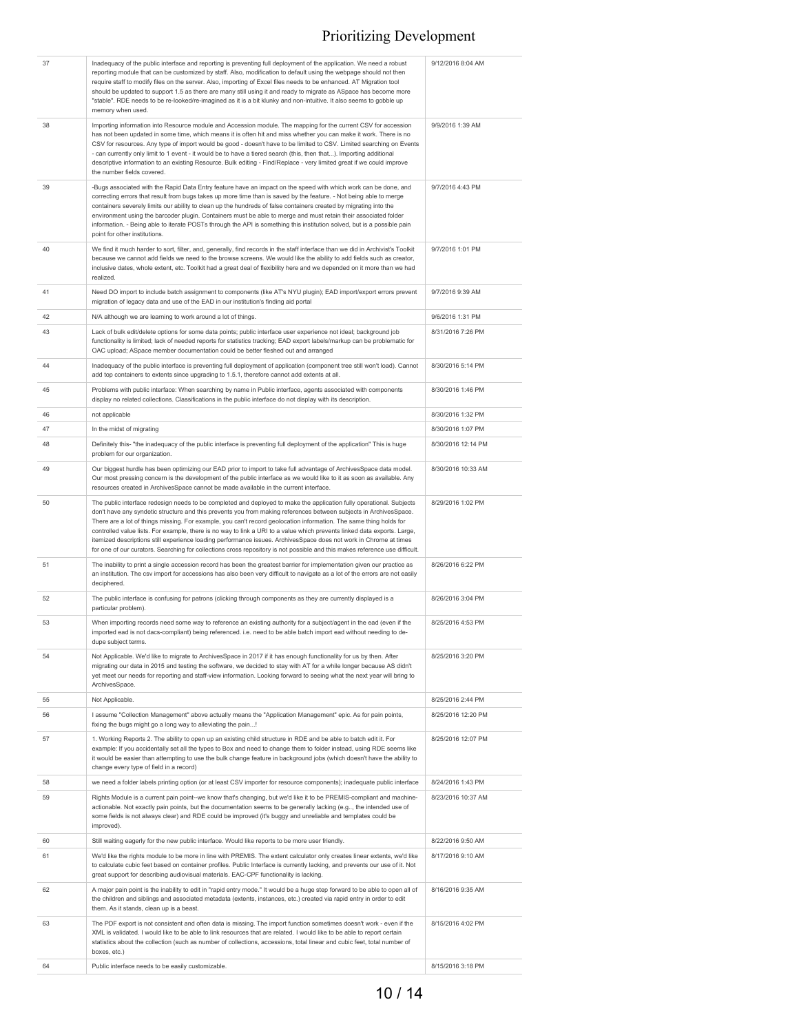# Prioritizing Development

| | | |
|---|---|---|
| 37 | Inadequacy of the public interface and reporting is preventing full deployment of the application. We need a robust reporting module that can be customized by staff. Also, modification to default using the webpage should not then require staff to modify files on the server. Also, importing of Excel files needs to be enhanced. AT Migration tool should be updated to support 1.5 as there are many still using it and ready to migrate as ASpace has become more "stable". RDE needs to be re-looked/re-imagined as it is a bit klunky and non-intuitive. It also seems to gobble up memory when used. | 9/12/2016 8:04 AM |
| 38 | Importing information into Resource module and Accession module. The mapping for the current CSV for accession has not been updated in some time, which means it is often hit and miss whether you can make it work. There is no CSV for resources. Any type of import would be good - doesn't have to be limited to CSV. Limited searching on Events - can currently only limit to 1 event - it would be to have a tiered search (this, then that...). Importing additional descriptive information to an existing Resource. Bulk editing - Find/Replace - very limited great if we could improve the number fields covered. | 9/9/2016 1:39 AM |
| 39 | -Bugs associated with the Rapid Data Entry feature have an impact on the speed with which work can be done, and correcting errors that result from bugs takes up more time than is saved by the feature. - Not being able to merge containers severely limits our ability to clean up the hundreds of false containers created by migrating into the environment using the barcoder plugin. Containers must be able to merge and must retain their associated folder information. - Being able to iterate POSTs through the API is something this institution solved, but is a possible pain point for other institutions. | 9/7/2016 4:43 PM |
| 40 | We find it much harder to sort, filter, and, generally, find records in the staff interface than we did in Archivist's Toolkit because we cannot add fields we need to the browse screens. We would like the ability to add fields such as creator, inclusive dates, whole extent, etc. Toolkit had a great deal of flexibility here and we depended on it more than we had realized. | 9/7/2016 1:01 PM |
| 41 | Need DO import to include batch assignment to components (like AT's NYU plugin); EAD import/export errors prevent migration of legacy data and use of the EAD in our institution's finding aid portal | 9/7/2016 9:39 AM |
| 42 | N/A although we are learning to work around a lot of things. | 9/6/2016 1:31 PM |
| 43 | Lack of bulk edit/delete options for some data points; public interface user experience not ideal; background job functionality is limited; lack of needed reports for statistics tracking; EAD export labels/markup can be problematic for OAC upload; ASpace member documentation could be better fleshed out and arranged | 8/31/2016 7:26 PM |
| 44 | Inadequacy of the public interface is preventing full deployment of application (component tree still won't load). Cannot add top containers to extents since upgrading to 1.5.1, therefore cannot add extents at all. | 8/30/2016 5:14 PM |
| 45 | Problems with public interface: When searching by name in Public interface, agents associated with components display no related collections. Classifications in the public interface do not display with its description. | 8/30/2016 1:46 PM |
| 46 | not applicable | 8/30/2016 1:32 PM |
| 47 | In the midst of migrating | 8/30/2016 1:07 PM |
| 48 | Definitely this- "the inadequacy of the public interface is preventing full deployment of the application" This is huge problem for our organization. | 8/30/2016 12:14 PM |
| 49 | Our biggest hurdle has been optimizing our EAD prior to import to take full advantage of ArchivesSpace data model. Our most pressing concern is the development of the public interface as we would like to it as soon as available. Any resources created in ArchivesSpace cannot be made available in the current interface. | 8/30/2016 10:33 AM |
| 50 | The public interface redesign needs to be completed and deployed to make the application fully operational. Subjects don't have any syndetic structure and this prevents you from making references between subjects in ArchivesSpace. There are a lot of things missing. For example, you can't record geolocation information. The same thing holds for controlled value lists. For example, there is no way to link a URI to a value which prevents linked data exports. Large, itemized descriptions still experience loading performance issues. ArchivesSpace does not work in Chrome at times for one of our curators. Searching for collections cross repository is not possible and this makes reference use difficult. | 8/29/2016 1:02 PM |
| 51 | The inability to print a single accession record has been the greatest barrier for implementation given our practice as an institution. The csv import for accessions has also been very difficult to navigate as a lot of the errors are not easily deciphered. | 8/26/2016 6:22 PM |
| 52 | The public interface is confusing for patrons (clicking through components as they are currently displayed is a particular problem). | 8/26/2016 3:04 PM |
| 53 | When importing records need some way to reference an existing authority for a subject/agent in the ead (even if the imported ead is not dacs-compliant) being referenced. i.e. need to be able batch import ead without needing to de-dupe subject terms. | 8/25/2016 4:53 PM |
| 54 | Not Applicable. We'd like to migrate to ArchivesSpace in 2017 if it has enough functionality for us by then. After migrating our data in 2015 and testing the software, we decided to stay with AT for a while longer because AS didn't yet meet our needs for reporting and staff-view information. Looking forward to seeing what the next year will bring to ArchivesSpace. | 8/25/2016 3:20 PM |
| 55 | Not Applicable. | 8/25/2016 2:44 PM |
| 56 | I assume "Collection Management" above actually means the "Application Management" epic. As for pain points, fixing the bugs might go a long way to alleviating the pain...! | 8/25/2016 12:20 PM |
| 57 | 1. Working Reports 2. The ability to open up an existing child structure in RDE and be able to batch edit it. For example: If you accidentally set all the types to Box and need to change them to folder instead, using RDE seems like it would be easier than attempting to use the bulk change feature in background jobs (which doesn't have the ability to change every type of field in a record) | 8/25/2016 12:07 PM |
| 58 | we need a folder labels printing option (or at least CSV importer for resource components); inadequate public interface | 8/24/2016 1:43 PM |
| 59 | Rights Module is a current pain point--we know that's changing, but we'd like it to be PREMIS-compliant and machine-actionable. Not exactly pain points, but the documentation seems to be generally lacking (e.g.., the intended use of some fields is not always clear) and RDE could be improved (it's buggy and unreliable and templates could be improved). | 8/23/2016 10:37 AM |
| 60 | Still waiting eagerly for the new public interface. Would like reports to be more user friendly. | 8/22/2016 9:50 AM |
| 61 | We'd like the rights module to be more in line with PREMIS. The extent calculator only creates linear extents, we'd like to calculate cubic feet based on container profiles. Public Interface is currently lacking, and prevents our use of it. Not great support for describing audiovisual materials. EAC-CPF functionality is lacking. | 8/17/2016 9:10 AM |
| 62 | A major pain point is the inability to edit in "rapid entry mode." It would be a huge step forward to be able to open all of the children and siblings and associated metadata (extents, instances, etc.) created via rapid entry in order to edit them. As it stands, clean up is a beast. | 8/16/2016 9:35 AM |
| 63 | The PDF export is not consistent and often data is missing. The import function sometimes doesn't work - even if the XML is validated. I would like to be able to link resources that are related. I would like to be able to report certain statistics about the collection (such as number of collections, accessions, total linear and cubic feet, total number of boxes, etc.) | 8/15/2016 4:02 PM |
| 64 | Public interface needs to be easily customizable. | 8/15/2016 3:18 PM |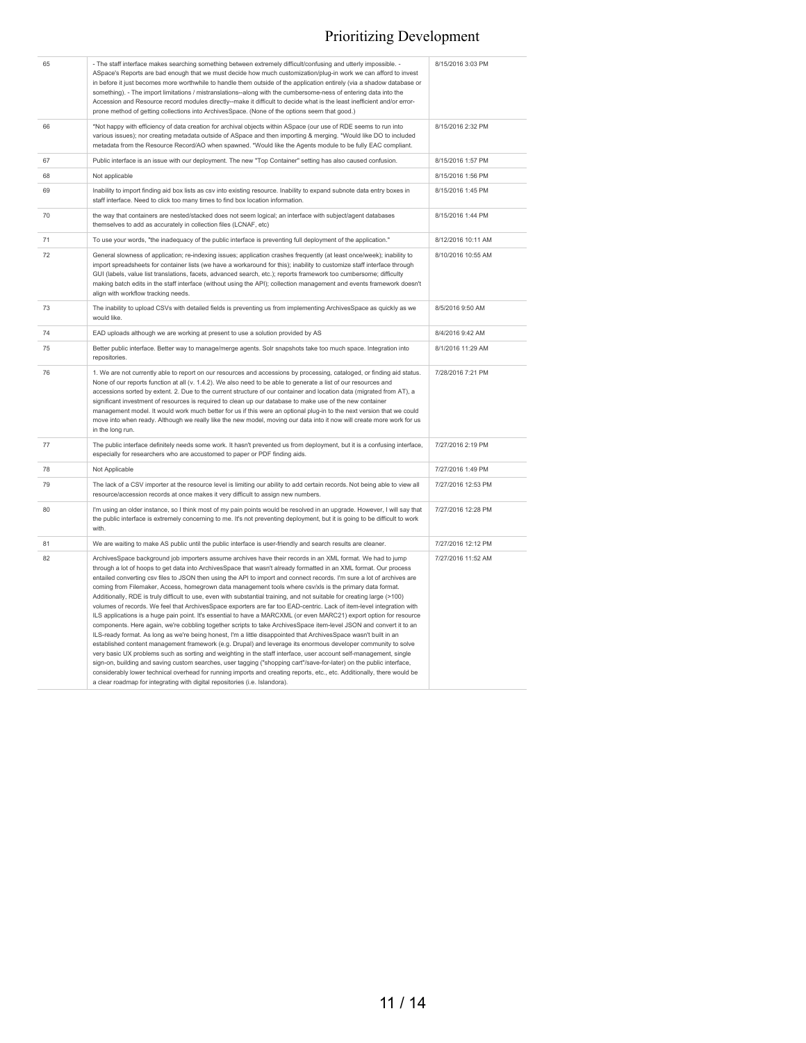# Prioritizing Development

| | | |
|---|---|---|
| 65 | - The staff interface makes searching something between extremely difficult/confusing and utterly impossible. - ASpace's Reports are bad enough that we must decide how much customization/plug-in work we can afford to invest in before it just becomes more worthwhile to handle them outside of the application entirely (via a shadow database or something). - The import limitations / mistranslations--along with the cumbersome-ness of entering data into the Accession and Resource record modules directly--make it difficult to decide what is the least inefficient and/or error-prone method of getting collections into ArchivesSpace. (None of the options seem that good.) | 8/15/2016 3:03 PM |
| 66 | *Not happy with efficiency of data creation for archival objects within ASpace (our use of RDE seems to run into various issues); nor creating metadata outside of ASpace and then importing & merging. *Would like DO to included metadata from the Resource Record/AO when spawned. *Would like the Agents module to be fully EAC compliant. | 8/15/2016 2:32 PM |
| 67 | Public interface is an issue with our deployment. The new "Top Container" setting has also caused confusion. | 8/15/2016 1:57 PM |
| 68 | Not applicable | 8/15/2016 1:56 PM |
| 69 | Inability to import finding aid box lists as csv into existing resource. Inability to expand subnote data entry boxes in staff interface. Need to click too many times to find box location information. | 8/15/2016 1:45 PM |
| 70 | the way that containers are nested/stacked does not seem logical; an interface with subject/agent databases themselves to add as accurately in collection files (LCNAF, etc) | 8/15/2016 1:44 PM |
| 71 | To use your words, "the inadequacy of the public interface is preventing full deployment of the application." | 8/12/2016 10:11 AM |
| 72 | General slowness of application; re-indexing issues; application crashes frequently (at least once/week); inability to import spreadsheets for container lists (we have a workaround for this); inability to customize staff interface through GUI (labels, value list translations, facets, advanced search, etc.); reports framework too cumbersome; difficulty making batch edits in the staff interface (without using the API); collection management and events framework doesn't align with workflow tracking needs. | 8/10/2016 10:55 AM |
| 73 | The inability to upload CSVs with detailed fields is preventing us from implementing ArchivesSpace as quickly as we would like. | 8/5/2016 9:50 AM |
| 74 | EAD uploads although we are working at present to use a solution provided by AS | 8/4/2016 9:42 AM |
| 75 | Better public interface. Better way to manage/merge agents. Solr snapshots take too much space. Integration into repositories. | 8/1/2016 11:29 AM |
| 76 | 1. We are not currently able to report on our resources and accessions by processing, cataloged, or finding aid status. None of our reports function at all (v. 1.4.2). We also need to be able to generate a list of our resources and accessions sorted by extent. 2. Due to the current structure of our container and location data (migrated from AT), a significant investment of resources is required to clean up our database to make use of the new container management model. It would work much better for us if this were an optional plug-in to the next version that we could move into when ready. Although we really like the new model, moving our data into it now will create more work for us in the long run. | 7/28/2016 7:21 PM |
| 77 | The public interface definitely needs some work. It hasn't prevented us from deployment, but it is a confusing interface, especially for researchers who are accustomed to paper or PDF finding aids. | 7/27/2016 2:19 PM |
| 78 | Not Applicable | 7/27/2016 1:49 PM |
| 79 | The lack of a CSV importer at the resource level is limiting our ability to add certain records. Not being able to view all resource/accession records at once makes it very difficult to assign new numbers. | 7/27/2016 12:53 PM |
| 80 | I'm using an older instance, so I think most of my pain points would be resolved in an upgrade. However, I will say that the public interface is extremely concerning to me. It's not preventing deployment, but it is going to be difficult to work with. | 7/27/2016 12:28 PM |
| 81 | We are waiting to make AS public until the public interface is user-friendly and search results are cleaner. | 7/27/2016 12:12 PM |
| 82 | ArchivesSpace background job importers assume archives have their records in an XML format. We had to jump through a lot of hoops to get data into ArchivesSpace that wasn't already formatted in an XML format. Our process entailed converting csv files to JSON then using the API to import and connect records. I'm sure a lot of archives are coming from Filemaker, Access, homegrown data management tools where csv/xls is the primary data format. Additionally, RDE is truly difficult to use, even with substantial training, and not suitable for creating large (>100) volumes of records. We feel that ArchivesSpace exporters are far too EAD-centric. Lack of item-level integration with ILS applications is a huge pain point. It's essential to have a MARCXML (or even MARC21) export option for resource components. Here again, we're cobbling together scripts to take ArchivesSpace item-level JSON and convert it to an ILS-ready format. As long as we're being honest, I'm a little disappointed that ArchivesSpace wasn't built in an established content management framework (e.g. Drupal) and leverage its enormous developer community to solve very basic UX problems such as sorting and weighting in the staff interface, user account self-management, single sign-on, building and saving custom searches, user tagging ("shopping cart"/save-for-later) on the public interface, considerably lower technical overhead for running imports and creating reports, etc., etc. Additionally, there would be a clear roadmap for integrating with digital repositories (i.e. Islandora). | 7/27/2016 11:52 AM |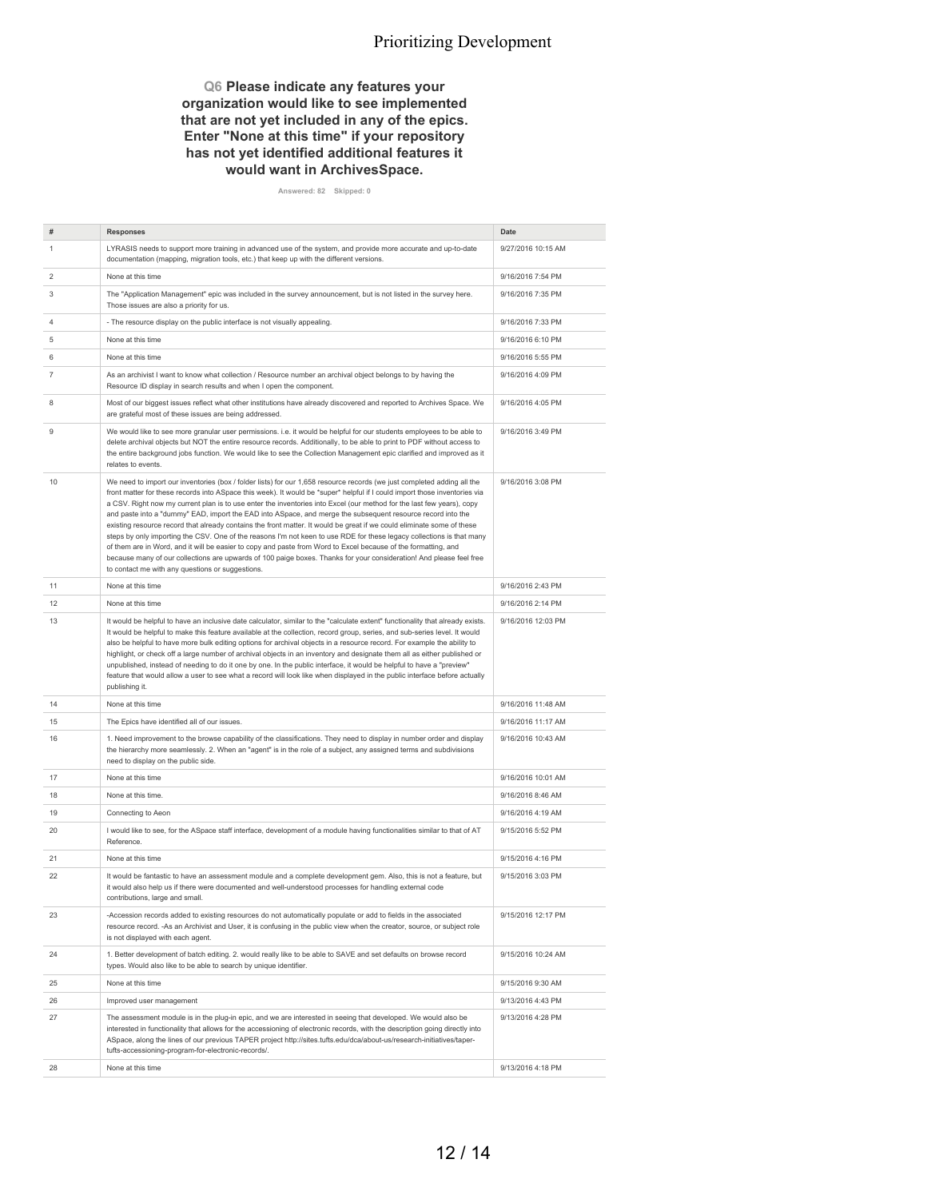**Q6 Please indicate any features your organization would like to see implemented that are not yet included in any of the epics. Enter "None at this time" if your repository has not yet identified additional features it would want in ArchivesSpace.**

Answered: 82 Skipped: 0

| # | Responses | Date |
|---|---|---|
| 1 | LYRASIS needs to support more training in advanced use of the system, and provide more accurate and up-to-date documentation (mapping, migration tools, etc.) that keep up with the different versions. | 9/27/2016 10:15 AM |
| 2 | None at this time | 9/16/2016 7:54 PM |
| 3 | The "Application Management" epic was included in the survey announcement, but is not listed in the survey here. Those issues are also a priority for us. | 9/16/2016 7:35 PM |
| 4 | - The resource display on the public interface is not visually appealing. | 9/16/2016 7:33 PM |
| 5 | None at this time | 9/16/2016 6:10 PM |
| 6 | None at this time | 9/16/2016 5:55 PM |
| 7 | As an archivist I want to know what collection / Resource number an archival object belongs to by having the Resource ID display in search results and when I open the component. | 9/16/2016 4:09 PM |
| 8 | Most of our biggest issues reflect what other institutions have already discovered and reported to Archives Space. We are grateful most of these issues are being addressed. | 9/16/2016 4:05 PM |
| 9 | We would like to see more granular user permissions. i.e. it would be helpful for our students employees to be able to delete archival objects but NOT the entire resource records. Additionally, to be able to print to PDF without access to the entire background jobs function. We would like to see the Collection Management epic clarified and improved as it relates to events. | 9/16/2016 3:49 PM |
| 10 | We need to import our inventories (box / folder lists) for our 1,658 resource records (we just completed adding all the front matter for these records into ASpace this week). It would be "super" helpful if I could import those inventories via a CSV. Right now my current plan is to use enter the inventories into Excel (our method for the last few years), copy and paste into a "dummy" EAD, import the EAD into ASpace, and merge the subsequent resource record into the existing resource record that already contains the front matter. It would be great if we could eliminate some of these steps by only importing the CSV. One of the reasons I'm not keen to use RDE for these legacy collections is that many of them are in Word, and it will be easier to copy and paste from Word to Excel because of the formatting, and because many of our collections are upwards of 100 paige boxes. Thanks for your consideration! And please feel free to contact me with any questions or suggestions. | 9/16/2016 3:08 PM |
| 11 | None at this time | 9/16/2016 2:43 PM |
| 12 | None at this time | 9/16/2016 2:14 PM |
| 13 | It would be helpful to have an inclusive date calculator, similar to the "calculate extent" functionality that already exists. It would be helpful to make this feature available at the collection, record group, series, and sub-series level. It would also be helpful to have more bulk editing options for archival objects in a resource record. For example the ability to highlight, or check off a large number of archival objects in an inventory and designate them all as either published or unpublished, instead of needing to do it one by one. In the public interface, it would be helpful to have a "preview" feature that would allow a user to see what a record will look like when displayed in the public interface before actually publishing it. | 9/16/2016 12:03 PM |
| 14 | None at this time | 9/16/2016 11:48 AM |
| 15 | The Epics have identified all of our issues. | 9/16/2016 11:17 AM |
| 16 | 1. Need improvement to the browse capability of the classifications. They need to display in number order and display the hierarchy more seamlessly. 2. When an "agent" is in the role of a subject, any assigned terms and subdivisions need to display on the public side. | 9/16/2016 10:43 AM |
| 17 | None at this time | 9/16/2016 10:01 AM |
| 18 | None at this time. | 9/16/2016 8:46 AM |
| 19 | Connecting to Aeon | 9/16/2016 4:19 AM |
| 20 | I would like to see, for the ASpace staff interface, development of a module having functionalities similar to that of AT Reference. | 9/15/2016 5:52 PM |
| 21 | None at this time | 9/15/2016 4:16 PM |
| 22 | It would be fantastic to have an assessment module and a complete development gem. Also, this is not a feature, but it would also help us if there were documented and well-understood processes for handling external code contributions, large and small. | 9/15/2016 3:03 PM |
| 23 | -Accession records added to existing resources do not automatically populate or add to fields in the associated resource record. -As an Archivist and User, it is confusing in the public view when the creator, source, or subject role is not displayed with each agent. | 9/15/2016 12:17 PM |
| 24 | 1. Better development of batch editing. 2. would really like to be able to SAVE and set defaults on browse record types. Would also like to be able to search by unique identifier. | 9/15/2016 10:24 AM |
| 25 | None at this time | 9/15/2016 9:30 AM |
| 26 | Improved user management | 9/13/2016 4:43 PM |
| 27 | The assessment module is in the plug-in epic, and we are interested in seeing that developed. We would also be interested in functionality that allows for the accessioning of electronic records, with the description going directly into ASpace, along the lines of our previous TAPER project http://sites.tufts.edu/dca/about-us/research-initiatives/taper-tufts-accessioning-program-for-electronic-records/. | 9/13/2016 4:28 PM |
| 28 | None at this time | 9/13/2016 4:18 PM |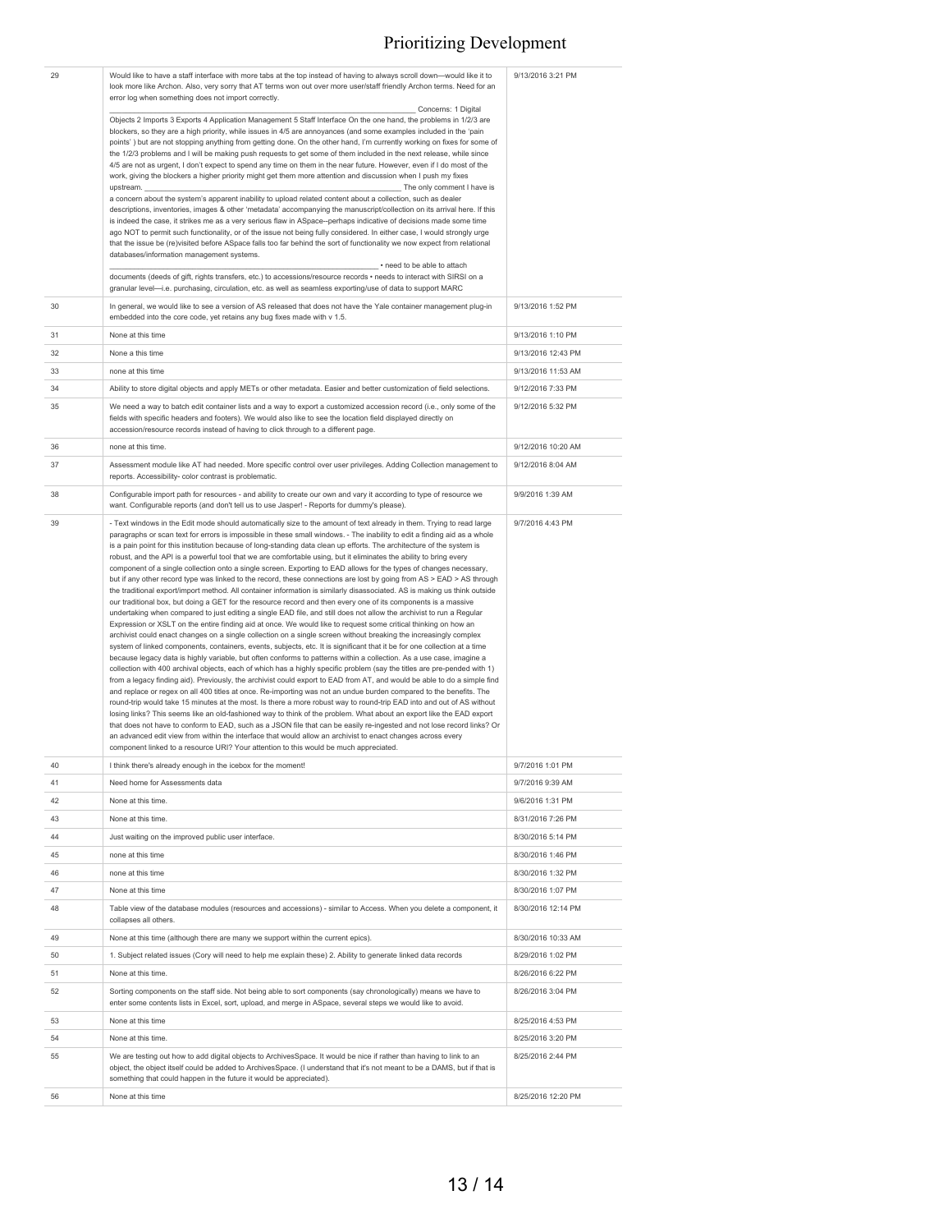| | | |
|---|---|---|
| 29 | Would like to have a staff interface with more tabs at the top instead of having to always scroll down—would like it to look more like Archon. Also, very sorry that AT terms won out over more user/staff friendly Archon terms. Need for an error log when something does not import correctly. ________________________________________________________________________ Concerns: 1 Digital Objects 2 Imports 3 Exports 4 Application Management 5 Staff Interface On the one hand, the problems in 1/2/3 are blockers, so they are a high priority, while issues in 4/5 are annoyances (and some examples included in the 'pain points' ) but are not stopping anything from getting done. On the other hand, I'm currently working on fixes for some of the 1/2/3 problems and I will be making push requests to get some of them included in the next release, while since 4/5 are not as urgent, I don't expect to spend any time on them in the near future. However, even if I do most of the work, giving the blockers a higher priority might get them more attention and discussion when I push my fixes upstream. ________________________________________________________________________ The only comment I have is a concern about the system's apparent inability to upload related content about a collection, such as dealer descriptions, inventories, images & other 'metadata' accompanying the manuscript/collection on its arrival here. If this is indeed the case, it strikes me as a very serious flaw in ASpace--perhaps indicative of decisions made some time ago NOT to permit such functionality, or of the issue not being fully considered. In either case, I would strongly urge that the issue be (re)visited before ASpace falls too far behind the sort of functionality we now expect from relational databases/information management systems. ________________________________________________________________________ • need to be able to attach documents (deeds of gift, rights transfers, etc.) to accessions/resource records • needs to interact with SIRSI on a granular level—i.e. purchasing, circulation, etc. as well as seamless exporting/use of data to support MARC | 9/13/2016 3:21 PM |
| 30 | In general, we would like to see a version of AS released that does not have the Yale container management plug-in embedded into the core code, yet retains any bug fixes made with v 1.5. | 9/13/2016 1:52 PM |
| 31 | None at this time | 9/13/2016 1:10 PM |
| 32 | None a this time | 9/13/2016 12:43 PM |
| 33 | none at this time | 9/13/2016 11:53 AM |
| 34 | Ability to store digital objects and apply METs or other metadata. Easier and better customization of field selections. | 9/12/2016 7:33 PM |
| 35 | We need a way to batch edit container lists and a way to export a customized accession record (i.e., only some of the fields with specific headers and footers). We would also like to see the location field displayed directly on accession/resource records instead of having to click through to a different page. | 9/12/2016 5:32 PM |
| 36 | none at this time. | 9/12/2016 10:20 AM |
| 37 | Assessment module like AT had needed. More specific control over user privileges. Adding Collection management to reports. Accessibility- color contrast is problematic. | 9/12/2016 8:04 AM |
| 38 | Configurable import path for resources - and ability to create our own and vary it according to type of resource we want. Configurable reports (and don't tell us to use Jasper! - Reports for dummy's please). | 9/9/2016 1:39 AM |
| 39 | - Text windows in the Edit mode should automatically size to the amount of text already in them. Trying to read large paragraphs or scan text for errors is impossible in these small windows. - The inability to edit a finding aid as a whole is a pain point for this institution because of long-standing data clean up efforts. The architecture of the system is robust, and the API is a powerful tool that we are comfortable using, but it eliminates the ability to bring every component of a single collection onto a single screen. Exporting to EAD allows for the types of changes necessary, but if any other record type was linked to the record, these connections are lost by going from AS > EAD > AS through the traditional export/import method. All container information is similarly disassociated. AS is making us think outside our traditional box, but doing a GET for the resource record and then every one of its components is a massive undertaking when compared to just editing a single EAD file, and still does not allow the archivist to run a Regular Expression or XSLT on the entire finding aid at once. We would like to request some critical thinking on how an archivist could enact changes on a single collection on a single screen without breaking the increasingly complex system of linked components, containers, events, subjects, etc. It is significant that it be for one collection at a time because legacy data is highly variable, but often conforms to patterns within a collection. As a use case, imagine a collection with 400 archival objects, each of which has a highly specific problem (say the titles are pre-pended with 1) from a legacy finding aid). Previously, the archivist could export to EAD from AT, and would be able to do a simple find and replace or regex on all 400 titles at once. Re-importing was not an undue burden compared to the benefits. The round-trip would take 15 minutes at the most. Is there a more robust way to round-trip EAD into and out of AS without losing links? This seems like an old-fashioned way to think of the problem. What about an export like the EAD export that does not have to conform to EAD, such as a JSON file that can be easily re-ingested and not lose record links? Or an advanced edit view from within the interface that would allow an archivist to enact changes across every component linked to a resource URI? Your attention to this would be much appreciated. | 9/7/2016 4:43 PM |
| 40 | I think there's already enough in the icebox for the moment! | 9/7/2016 1:01 PM |
| 41 | Need home for Assessments data | 9/7/2016 9:39 AM |
| 42 | None at this time. | 9/6/2016 1:31 PM |
| 43 | None at this time. | 8/31/2016 7:26 PM |
| 44 | Just waiting on the improved public user interface. | 8/30/2016 5:14 PM |
| 45 | none at this time | 8/30/2016 1:46 PM |
| 46 | none at this time | 8/30/2016 1:32 PM |
| 47 | None at this time | 8/30/2016 1:07 PM |
| 48 | Table view of the database modules (resources and accessions) - similar to Access. When you delete a component, it collapses all others. | 8/30/2016 12:14 PM |
| 49 | None at this time (although there are many we support within the current epics). | 8/30/2016 10:33 AM |
| 50 | 1. Subject related issues (Cory will need to help me explain these) 2. Ability to generate linked data records | 8/29/2016 1:02 PM |
| 51 | None at this time. | 8/26/2016 6:22 PM |
| 52 | Sorting components on the staff side. Not being able to sort components (say chronologically) means we have to enter some contents lists in Excel, sort, upload, and merge in ASpace, several steps we would like to avoid. | 8/26/2016 3:04 PM |
| 53 | None at this time | 8/25/2016 4:53 PM |
| 54 | None at this time. | 8/25/2016 3:20 PM |
| 55 | We are testing out how to add digital objects to ArchivesSpace. It would be nice if rather than having to link to an object, the object itself could be added to ArchivesSpace. (I understand that it's not meant to be a DAMS, but if that is something that could happen in the future it would be appreciated). | 8/25/2016 2:44 PM |
| 56 | None at this time | 8/25/2016 12:20 PM |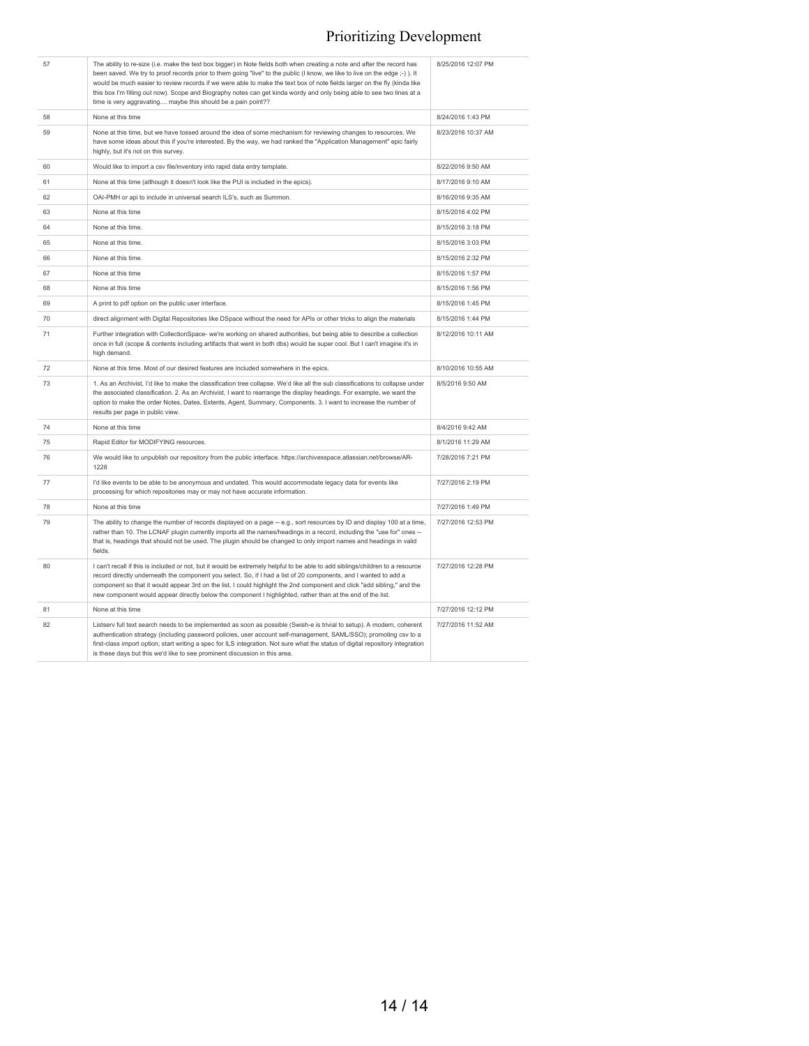| | | |
|---|---|---|
| 57 | The ability to re-size (i.e. make the text box bigger) in Note fields both when creating a note and after the record has been saved. We try to proof records prior to them going "live" to the public (I know, we like to live on the edge ;-) ). It would be much easier to review records if we were able to make the text box of note fields larger on the fly (kinda like this box I'm filling out now). Scope and Biography notes can get kinda wordy and only being able to see two lines at a time is very aggravating.... maybe this should be a pain point?? | 8/25/2016 12:07 PM |
| 58 | None at this time | 8/24/2016 1:43 PM |
| 59 | None at this time, but we have tossed around the idea of some mechanism for reviewing changes to resources. We have some ideas about this if you're interested. By the way, we had ranked the "Application Management" epic fairly highly, but it's not on this survey. | 8/23/2016 10:37 AM |
| 60 | Would like to import a csv file/inventory into rapid data entry template. | 8/22/2016 9:50 AM |
| 61 | None at this time (although it doesn't look like the PUI is included in the epics). | 8/17/2016 9:10 AM |
| 62 | OAI-PMH or api to include in universal search ILS's, such as Summon. | 8/16/2016 9:35 AM |
| 63 | None at this time | 8/15/2016 4:02 PM |
| 64 | None at this time. | 8/15/2016 3:18 PM |
| 65 | None at this time. | 8/15/2016 3:03 PM |
| 66 | None at this time. | 8/15/2016 2:32 PM |
| 67 | None at this time | 8/15/2016 1:57 PM |
| 68 | None at this time | 8/15/2016 1:56 PM |
| 69 | A print to pdf option on the public user interface. | 8/15/2016 1:45 PM |
| 70 | direct alignment with Digital Repositories like DSpace without the need for APIs or other tricks to align the materials | 8/15/2016 1:44 PM |
| 71 | Further integration with CollectionSpace- we're working on shared authorities, but being able to describe a collection once in full (scope & contents including artifacts that went in both dbs) would be super cool. But I can't imagine it's in high demand. | 8/12/2016 10:11 AM |
| 72 | None at this time. Most of our desired features are included somewhere in the epics. | 8/10/2016 10:55 AM |
| 73 | 1. As an Archivist, I'd like to make the classification tree collapse. We'd like all the sub classifications to collapse under the associated classification. 2. As an Archivist, I want to rearrange the display headings. For example, we want the option to make the order Notes, Dates, Extents, Agent, Summary, Components. 3. I want to increase the number of results per page in public view. | 8/5/2016 9:50 AM |
| 74 | None at this time | 8/4/2016 9:42 AM |
| 75 | Rapid Editor for MODIFYING resources. | 8/1/2016 11:29 AM |
| 76 | We would like to unpublish our repository from the public interface. https://archivesspace.atlassian.net/browse/AR-1228 | 7/28/2016 7:21 PM |
| 77 | I'd like events to be able to be anonymous and undated. This would accommodate legacy data for events like processing for which repositories may or may not have accurate information. | 7/27/2016 2:19 PM |
| 78 | None at this time | 7/27/2016 1:49 PM |
| 79 | The ability to change the number of records displayed on a page -- e.g., sort resources by ID and display 100 at a time, rather than 10. The LCNAF plugin currently imports all the names/headings in a record, including the "use for" ones -- that is, headings that should not be used. The plugin should be changed to only import names and headings in valid fields. | 7/27/2016 12:53 PM |
| 80 | I can't recall if this is included or not, but it would be extremely helpful to be able to add siblings/children to a resource record directly underneath the component you select. So, if I had a list of 20 components, and I wanted to add a component so that it would appear 3rd on the list, I could highlight the 2nd component and click "add sibling," and the new component would appear directly below the component I highlighted, rather than at the end of the list. | 7/27/2016 12:28 PM |
| 81 | None at this time | 7/27/2016 12:12 PM |
| 82 | Listserv full text search needs to be implemented as soon as possible (Swish-e is trivial to setup). A modern, coherent authentication strategy (including password policies, user account self-management, SAML/SSO); promoting csv to a first-class import option; start writing a spec for ILS integration. Not sure what the status of digital repository integration is these days but this we'd like to see prominent discussion in this area. | 7/27/2016 11:52 AM |